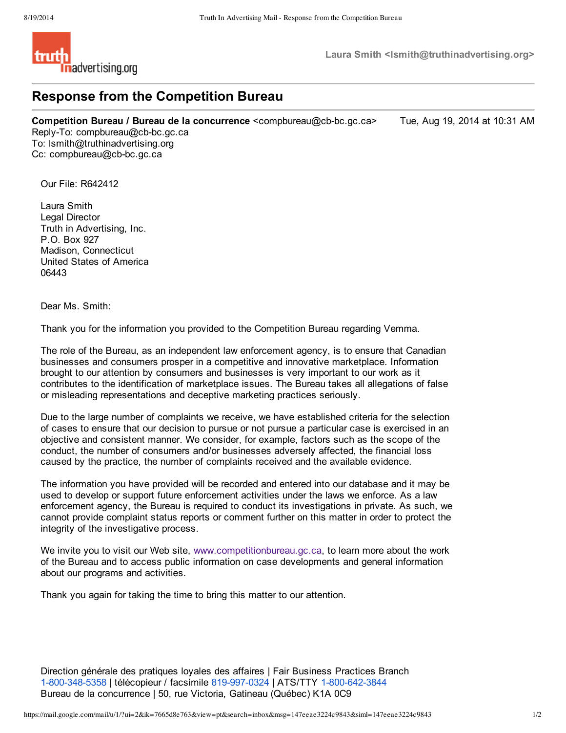Laura Smith <lsmith@truthinadvertising.org>

# Response from the Competition Bureau

**Competition Bureau / Bureau de la concurrence** <compbureau@cb-bc.gc.ca> Tue, Aug 19, 2014 at 10:31 AM
Reply-To: compbureau@cb-bc.gc.ca
To: lsmith@truthinadvertising.org
Cc: compbureau@cb-bc.gc.ca

Our File: R642412

Laura Smith
Legal Director
Truth in Advertising, Inc.
P.O. Box 927
Madison, Connecticut
United States of America
06443

Dear Ms. Smith:

Thank you for the information you provided to the Competition Bureau regarding Vemma.

The role of the Bureau, as an independent law enforcement agency, is to ensure that Canadian businesses and consumers prosper in a competitive and innovative marketplace. Information brought to our attention by consumers and businesses is very important to our work as it contributes to the identification of marketplace issues. The Bureau takes all allegations of false or misleading representations and deceptive marketing practices seriously.

Due to the large number of complaints we receive, we have established criteria for the selection of cases to ensure that our decision to pursue or not pursue a particular case is exercised in an objective and consistent manner. We consider, for example, factors such as the scope of the conduct, the number of consumers and/or businesses adversely affected, the financial loss caused by the practice, the number of complaints received and the available evidence.

The information you have provided will be recorded and entered into our database and it may be used to develop or support future enforcement activities under the laws we enforce. As a law enforcement agency, the Bureau is required to conduct its investigations in private. As such, we cannot provide complaint status reports or comment further on this matter in order to protect the integrity of the investigative process.

We invite you to visit our Web site, www.competitionbureau.gc.ca, to learn more about the work of the Bureau and to access public information on case developments and general information about our programs and activities.

Thank you again for taking the time to bring this matter to our attention.

Direction générale des pratiques loyales des affaires | Fair Business Practices Branch
1-800-348-5358 | télécopieur / facsimile 819-997-0324 | ATS/TTY 1-800-642-3844
Bureau de la concurrence | 50, rue Victoria, Gatineau (Québec) K1A 0C9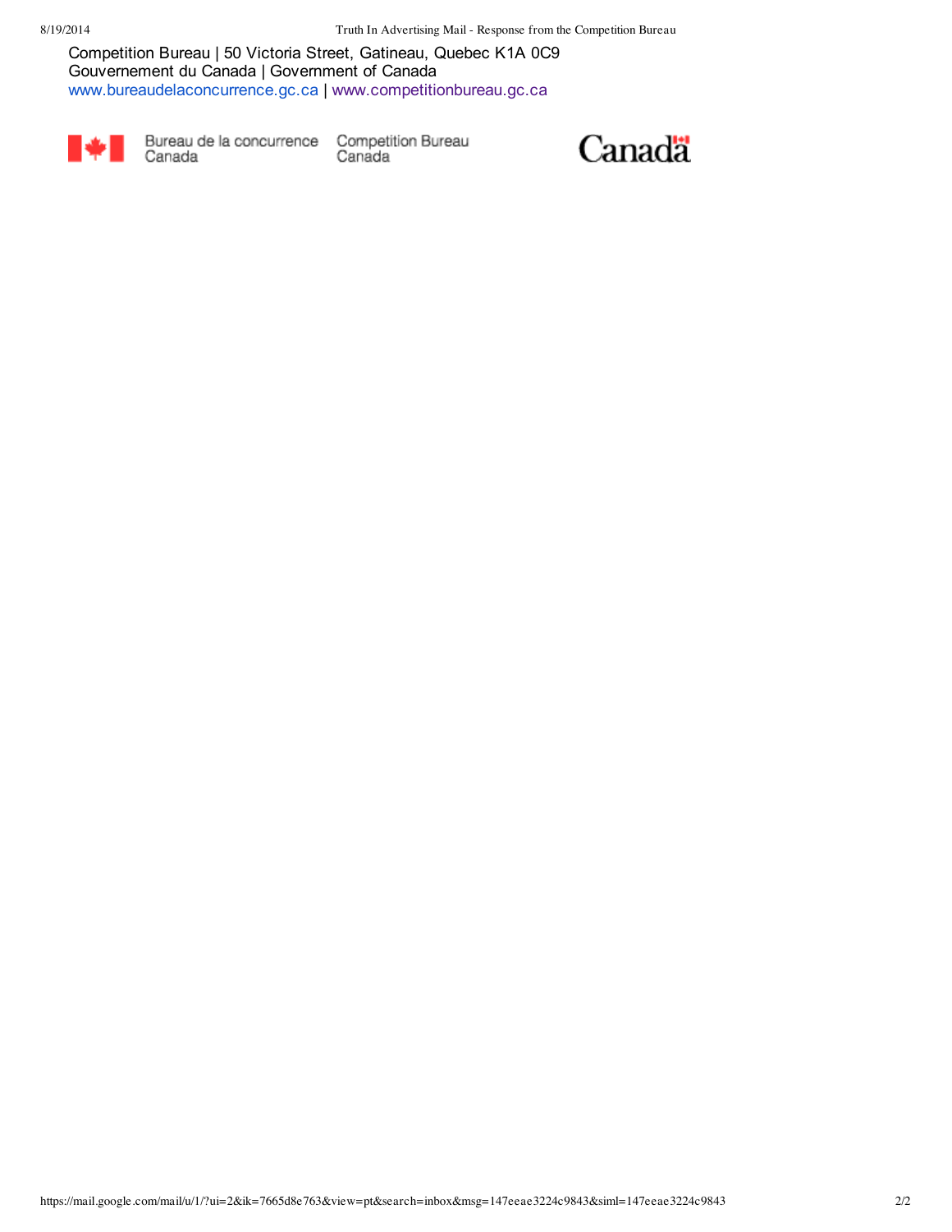Competition Bureau | 50 Victoria Street, Gatineau, Quebec K1A 0C9
Gouvernement du Canada | Government of Canada
www.bureaudelaconcurrence.gc.ca | www.competitionbureau.gc.ca

Bureau de la concurrence Canada Competition Bureau Canada

Canada